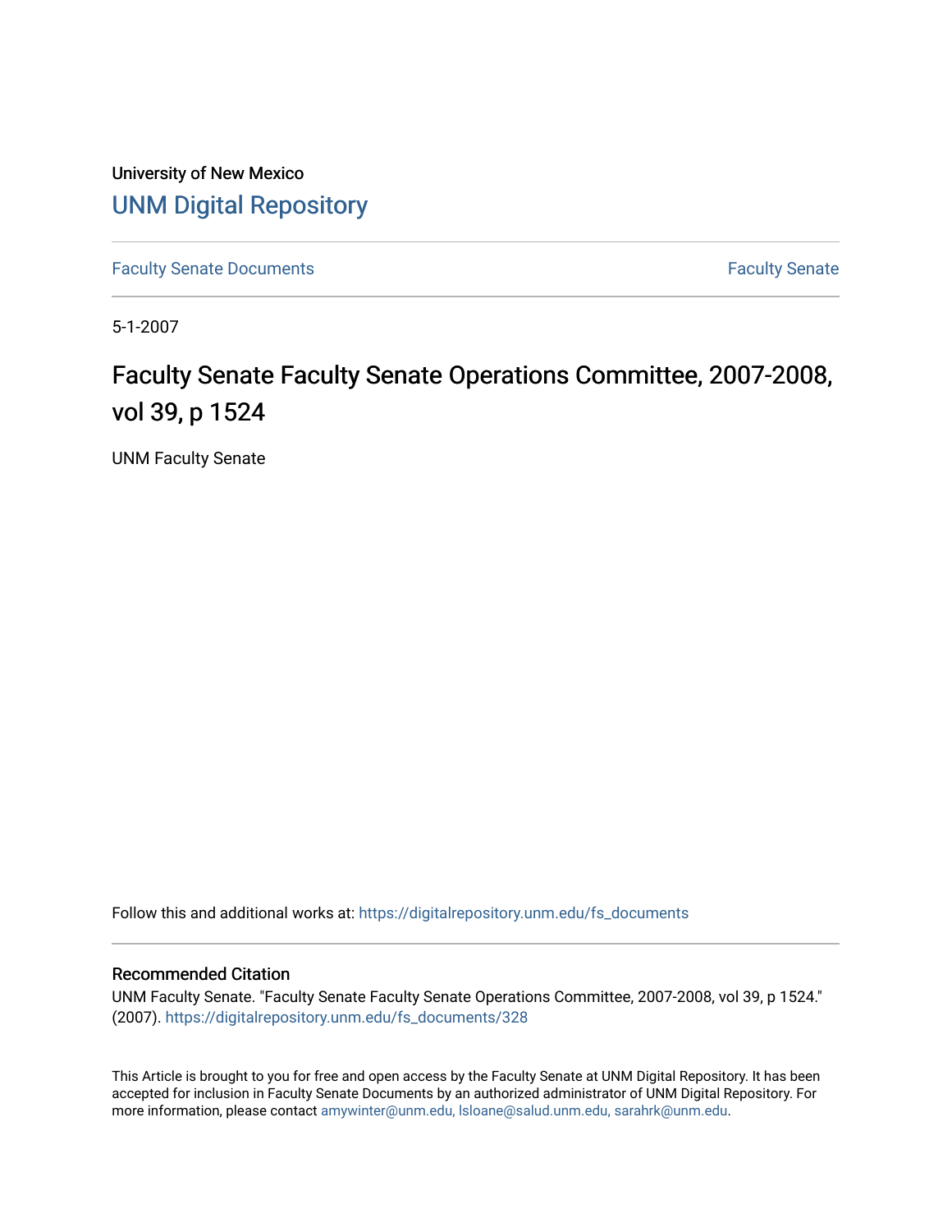University of New Mexico

# UNM Digital Repository

Faculty Senate Documents

Faculty Senate

5-1-2007

## Faculty Senate Faculty Senate Operations Committee, 2007-2008, vol 39, p 1524

UNM Faculty Senate

Follow this and additional works at: https://digitalrepository.unm.edu/fs_documents

### Recommended Citation

UNM Faculty Senate. "Faculty Senate Faculty Senate Operations Committee, 2007-2008, vol 39, p 1524." (2007). https://digitalrepository.unm.edu/fs_documents/328

This Article is brought to you for free and open access by the Faculty Senate at UNM Digital Repository. It has been accepted for inclusion in Faculty Senate Documents by an authorized administrator of UNM Digital Repository. For more information, please contact amywinter@unm.edu, lsloane@salud.unm.edu, sarahrk@unm.edu.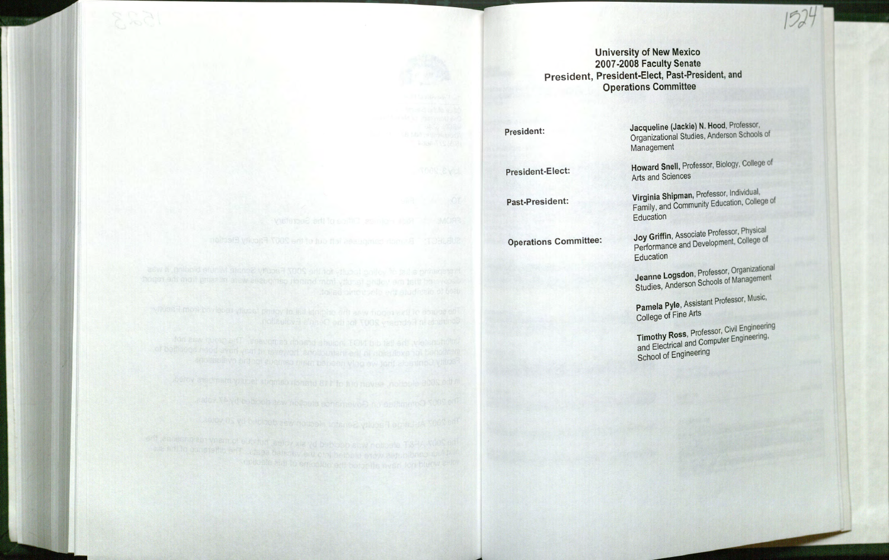# University of New Mexico
## 2007-2008 Faculty Senate
## President, President-Elect, Past-President, and Operations Committee

| | |
|---|---|
| **President:** | **Jacqueline (Jackie) N. Hood**, Professor, Organizational Studies, Anderson Schools of Management |
| **President-Elect:** | **Howard Snell**, Professor, Biology, College of Arts and Sciences |
| **Past-President:** | **Virginia Shipman**, Professor, Individual, Family, and Community Education, College of Education |
| **Operations Committee:** | **Joy Griffin**, Associate Professor, Physical Performance and Development, College of Education |
| | **Jeanne Logsdon**, Professor, Organizational Studies, Anderson Schools of Management |
| | **Pamela Pyle**, Assistant Professor, Music, College of Fine Arts |
| | **Timothy Ross**, Professor, Civil Engineering and Electrical and Computer Engineering, School of Engineering |